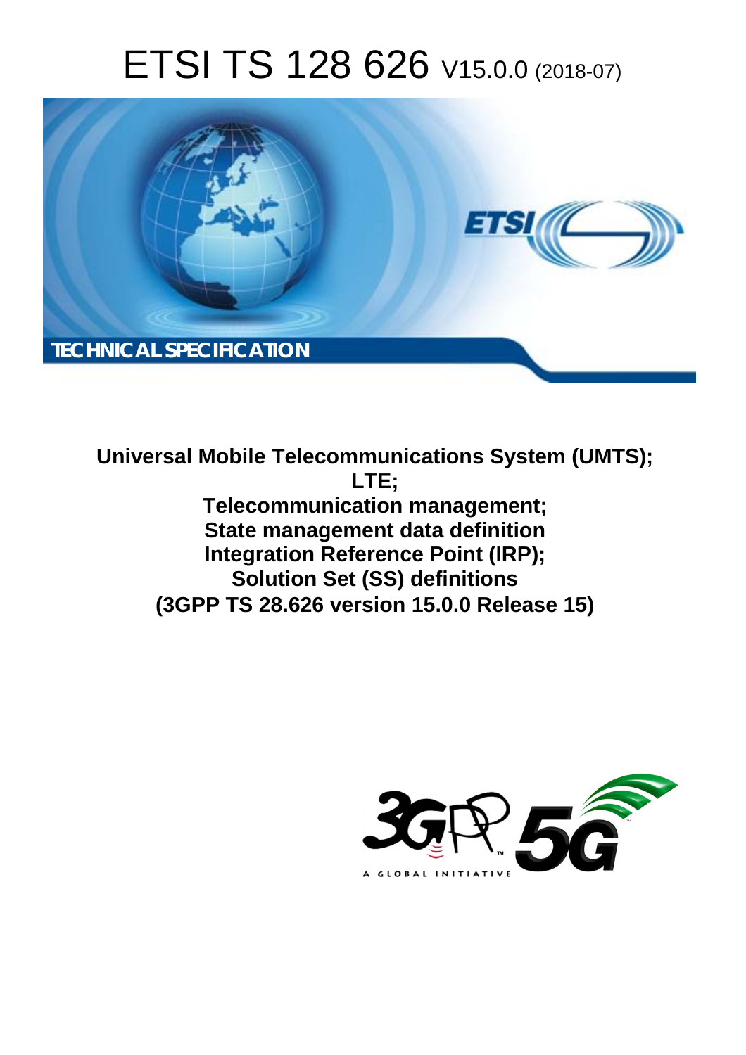# ETSI TS 128 626 V15.0.0 (2018-07)

TECHNICAL SPECIFICATION

**Universal Mobile Telecommunications System (UMTS);**
**LTE;**
**Telecommunication management;**
**State management data definition**
**Integration Reference Point (IRP);**
**Solution Set (SS) definitions**
**(3GPP TS 28.626 version 15.0.0 Release 15)**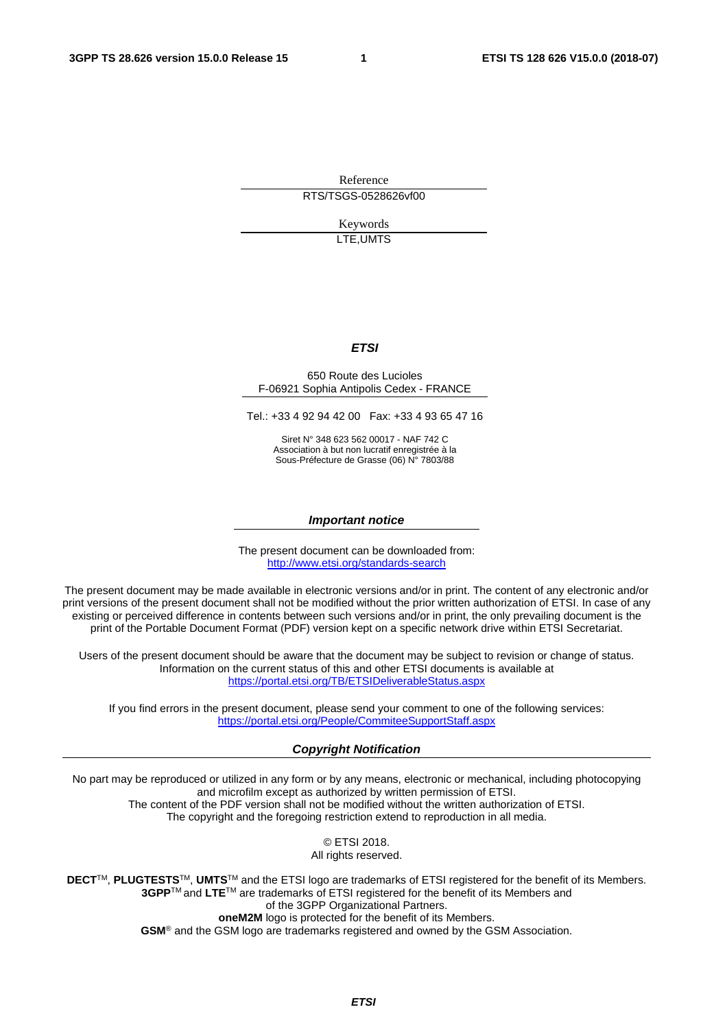Reference

RTS/TSGS-0528626vf00

Keywords

LTE,UMTS

***ETSI***

650 Route des Lucioles
F-06921 Sophia Antipolis Cedex - FRANCE

Tel.: +33 4 92 94 42 00 Fax: +33 4 93 65 47 16

Siret N° 348 623 562 00017 - NAF 742 C
Association à but non lucratif enregistrée à la
Sous-Préfecture de Grasse (06) N° 7803/88

***Important notice***

The present document can be downloaded from:
http://www.etsi.org/standards-search

The present document may be made available in electronic versions and/or in print. The content of any electronic and/or print versions of the present document shall not be modified without the prior written authorization of ETSI. In case of any existing or perceived difference in contents between such versions and/or in print, the only prevailing document is the print of the Portable Document Format (PDF) version kept on a specific network drive within ETSI Secretariat.

Users of the present document should be aware that the document may be subject to revision or change of status. Information on the current status of this and other ETSI documents is available at
https://portal.etsi.org/TB/ETSIDeliverableStatus.aspx

If you find errors in the present document, please send your comment to one of the following services:
https://portal.etsi.org/People/CommiteeSupportStaff.aspx

***Copyright Notification***

No part may be reproduced or utilized in any form or by any means, electronic or mechanical, including photocopying and microfilm except as authorized by written permission of ETSI.
The content of the PDF version shall not be modified without the written authorization of ETSI.
The copyright and the foregoing restriction extend to reproduction in all media.

© ETSI 2018.
All rights reserved.

**DECT**TM, **PLUGTESTS**TM, **UMTS**TM and the ETSI logo are trademarks of ETSI registered for the benefit of its Members.
**3GPP**TM and **LTE**TM are trademarks of ETSI registered for the benefit of its Members and of the 3GPP Organizational Partners.
**oneM2M** logo is protected for the benefit of its Members.
**GSM**® and the GSM logo are trademarks registered and owned by the GSM Association.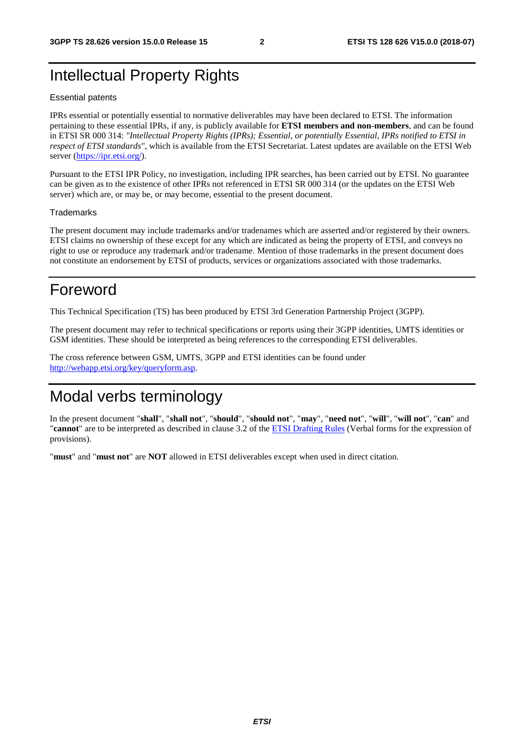# Intellectual Property Rights

### Essential patents

IPRs essential or potentially essential to normative deliverables may have been declared to ETSI. The information pertaining to these essential IPRs, if any, is publicly available for **ETSI members and non-members**, and can be found in ETSI SR 000 314: *"Intellectual Property Rights (IPRs); Essential, or potentially Essential, IPRs notified to ETSI in respect of ETSI standards"*, which is available from the ETSI Secretariat. Latest updates are available on the ETSI Web server (https://ipr.etsi.org/).

Pursuant to the ETSI IPR Policy, no investigation, including IPR searches, has been carried out by ETSI. No guarantee can be given as to the existence of other IPRs not referenced in ETSI SR 000 314 (or the updates on the ETSI Web server) which are, or may be, or may become, essential to the present document.

### Trademarks

The present document may include trademarks and/or tradenames which are asserted and/or registered by their owners. ETSI claims no ownership of these except for any which are indicated as being the property of ETSI, and conveys no right to use or reproduce any trademark and/or tradename. Mention of those trademarks in the present document does not constitute an endorsement by ETSI of products, services or organizations associated with those trademarks.

# Foreword

This Technical Specification (TS) has been produced by ETSI 3rd Generation Partnership Project (3GPP).

The present document may refer to technical specifications or reports using their 3GPP identities, UMTS identities or GSM identities. These should be interpreted as being references to the corresponding ETSI deliverables.

The cross reference between GSM, UMTS, 3GPP and ETSI identities can be found under http://webapp.etsi.org/key/queryform.asp.

# Modal verbs terminology

In the present document "**shall**", "**shall not**", "**should**", "**should not**", "**may**", "**need not**", "**will**", "**will not**", "**can**" and "**cannot**" are to be interpreted as described in clause 3.2 of the ETSI Drafting Rules (Verbal forms for the expression of provisions).

"**must**" and "**must not**" are **NOT** allowed in ETSI deliverables except when used in direct citation.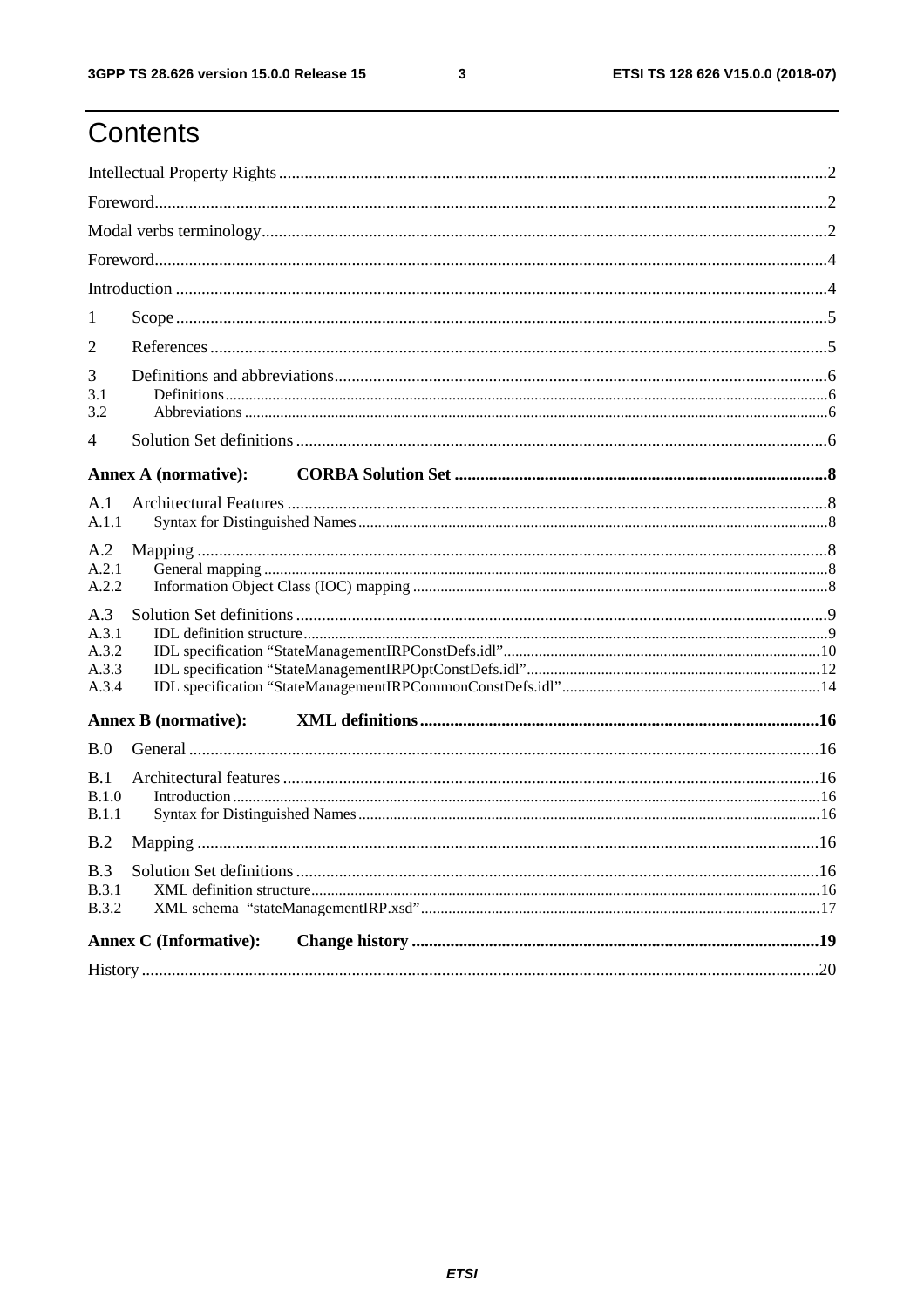# Contents

Intellectual Property Rights ..... 2
Foreword ..... 2
Modal verbs terminology ..... 2
Foreword ..... 4
Introduction ..... 4
1 Scope ..... 5
2 References ..... 5
3 Definitions and abbreviations ..... 6
3.1 Definitions ..... 6
3.2 Abbreviations ..... 6
4 Solution Set definitions ..... 6
**Annex A (normative): CORBA Solution Set ..... 8**
A.1 Architectural Features ..... 8
A.1.1 Syntax for Distinguished Names ..... 8
A.2 Mapping ..... 8
A.2.1 General mapping ..... 8
A.2.2 Information Object Class (IOC) mapping ..... 8
A.3 Solution Set definitions ..... 9
A.3.1 IDL definition structure ..... 9
A.3.2 IDL specification "StateManagementIRPConstDefs.idl" ..... 10
A.3.3 IDL specification "StateManagementIRPOptConstDefs.idl" ..... 12
A.3.4 IDL specification "StateManagementIRPCommonConstDefs.idl" ..... 14
**Annex B (normative): XML definitions ..... 16**
B.0 General ..... 16
B.1 Architectural features ..... 16
B.1.0 Introduction ..... 16
B.1.1 Syntax for Distinguished Names ..... 16
B.2 Mapping ..... 16
B.3 Solution Set definitions ..... 16
B.3.1 XML definition structure ..... 16
B.3.2 XML schema "stateManagementIRP.xsd" ..... 17
**Annex C (Informative): Change history ..... 19**
History ..... 20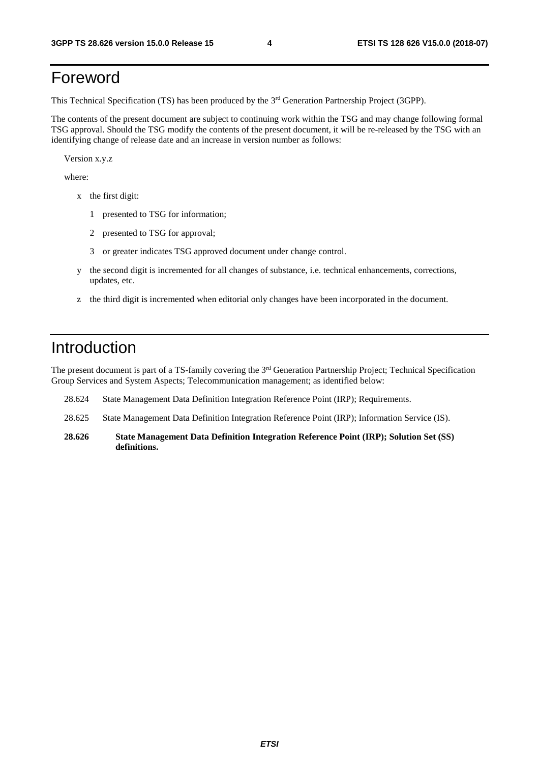# Foreword

This Technical Specification (TS) has been produced by the 3rd Generation Partnership Project (3GPP).

The contents of the present document are subject to continuing work within the TSG and may change following formal TSG approval. Should the TSG modify the contents of the present document, it will be re-released by the TSG with an identifying change of release date and an increase in version number as follows:

Version x.y.z

where:

- x the first digit:
  - 1 presented to TSG for information;
  - 2 presented to TSG for approval;
  - 3 or greater indicates TSG approved document under change control.
- y the second digit is incremented for all changes of substance, i.e. technical enhancements, corrections, updates, etc.
- z the third digit is incremented when editorial only changes have been incorporated in the document.

# Introduction

The present document is part of a TS-family covering the 3rd Generation Partnership Project; Technical Specification Group Services and System Aspects; Telecommunication management; as identified below:

28.624 State Management Data Definition Integration Reference Point (IRP); Requirements.

28.625 State Management Data Definition Integration Reference Point (IRP); Information Service (IS).

**28.626 State Management Data Definition Integration Reference Point (IRP); Solution Set (SS) definitions.**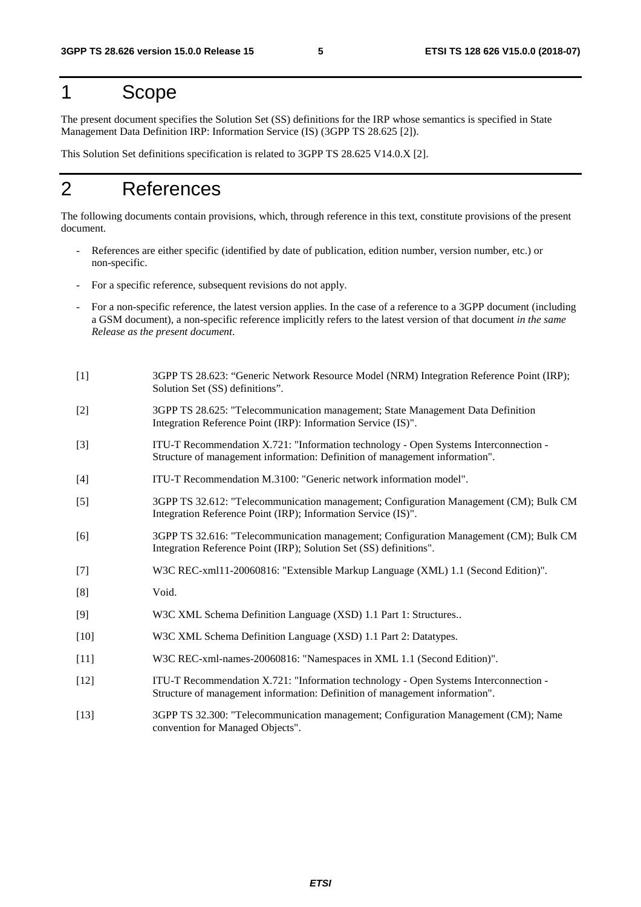# 1 Scope

The present document specifies the Solution Set (SS) definitions for the IRP whose semantics is specified in State Management Data Definition IRP: Information Service (IS) (3GPP TS 28.625 [2]).

This Solution Set definitions specification is related to 3GPP TS 28.625 V14.0.X [2].

# 2 References

The following documents contain provisions, which, through reference in this text, constitute provisions of the present document.

- References are either specific (identified by date of publication, edition number, version number, etc.) or non-specific.
- For a specific reference, subsequent revisions do not apply.
- For a non-specific reference, the latest version applies. In the case of a reference to a 3GPP document (including a GSM document), a non-specific reference implicitly refers to the latest version of that document *in the same Release as the present document*.

[1] 3GPP TS 28.623: "Generic Network Resource Model (NRM) Integration Reference Point (IRP); Solution Set (SS) definitions".

[2] 3GPP TS 28.625: "Telecommunication management; State Management Data Definition Integration Reference Point (IRP): Information Service (IS)".

[3] ITU-T Recommendation X.721: "Information technology - Open Systems Interconnection - Structure of management information: Definition of management information".

[4] ITU-T Recommendation M.3100: "Generic network information model".

[5] 3GPP TS 32.612: "Telecommunication management; Configuration Management (CM); Bulk CM Integration Reference Point (IRP); Information Service (IS)".

[6] 3GPP TS 32.616: "Telecommunication management; Configuration Management (CM); Bulk CM Integration Reference Point (IRP); Solution Set (SS) definitions".

[7] W3C REC-xml11-20060816: "Extensible Markup Language (XML) 1.1 (Second Edition)".

[8] Void.

[9] W3C XML Schema Definition Language (XSD) 1.1 Part 1: Structures..

[10] W3C XML Schema Definition Language (XSD) 1.1 Part 2: Datatypes.

[11] W3C REC-xml-names-20060816: "Namespaces in XML 1.1 (Second Edition)".

[12] ITU-T Recommendation X.721: "Information technology - Open Systems Interconnection - Structure of management information: Definition of management information".

[13] 3GPP TS 32.300: "Telecommunication management; Configuration Management (CM); Name convention for Managed Objects".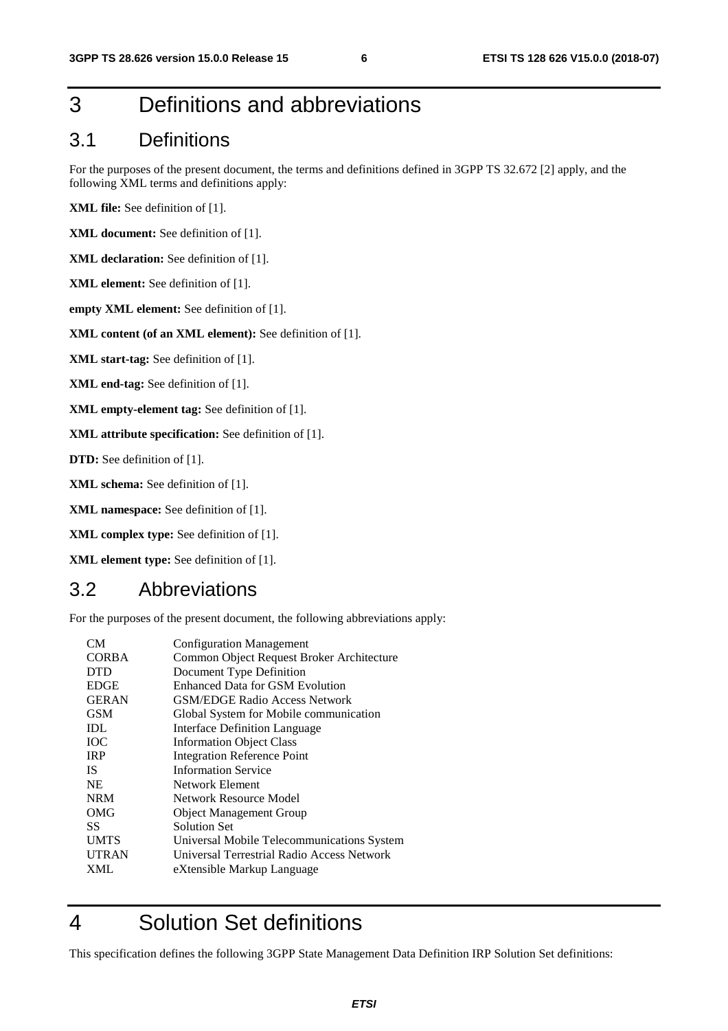# 3 Definitions and abbreviations

## 3.1 Definitions

For the purposes of the present document, the terms and definitions defined in 3GPP TS 32.672 [2] apply, and the following XML terms and definitions apply:

**XML file:** See definition of [1].

**XML document:** See definition of [1].

**XML declaration:** See definition of [1].

**XML element:** See definition of [1].

**empty XML element:** See definition of [1].

**XML content (of an XML element):** See definition of [1].

**XML start-tag:** See definition of [1].

**XML end-tag:** See definition of [1].

**XML empty-element tag:** See definition of [1].

**XML attribute specification:** See definition of [1].

**DTD:** See definition of [1].

**XML schema:** See definition of [1].

**XML namespace:** See definition of [1].

**XML complex type:** See definition of [1].

**XML element type:** See definition of [1].

## 3.2 Abbreviations

For the purposes of the present document, the following abbreviations apply:

| | |
|---|---|
| CM | Configuration Management |
| CORBA | Common Object Request Broker Architecture |
| DTD | Document Type Definition |
| EDGE | Enhanced Data for GSM Evolution |
| GERAN | GSM/EDGE Radio Access Network |
| GSM | Global System for Mobile communication |
| IDL | Interface Definition Language |
| IOC | Information Object Class |
| IRP | Integration Reference Point |
| IS | Information Service |
| NE | Network Element |
| NRM | Network Resource Model |
| OMG | Object Management Group |
| SS | Solution Set |
| UMTS | Universal Mobile Telecommunications System |
| UTRAN | Universal Terrestrial Radio Access Network |
| XML | eXtensible Markup Language |

# 4 Solution Set definitions

This specification defines the following 3GPP State Management Data Definition IRP Solution Set definitions: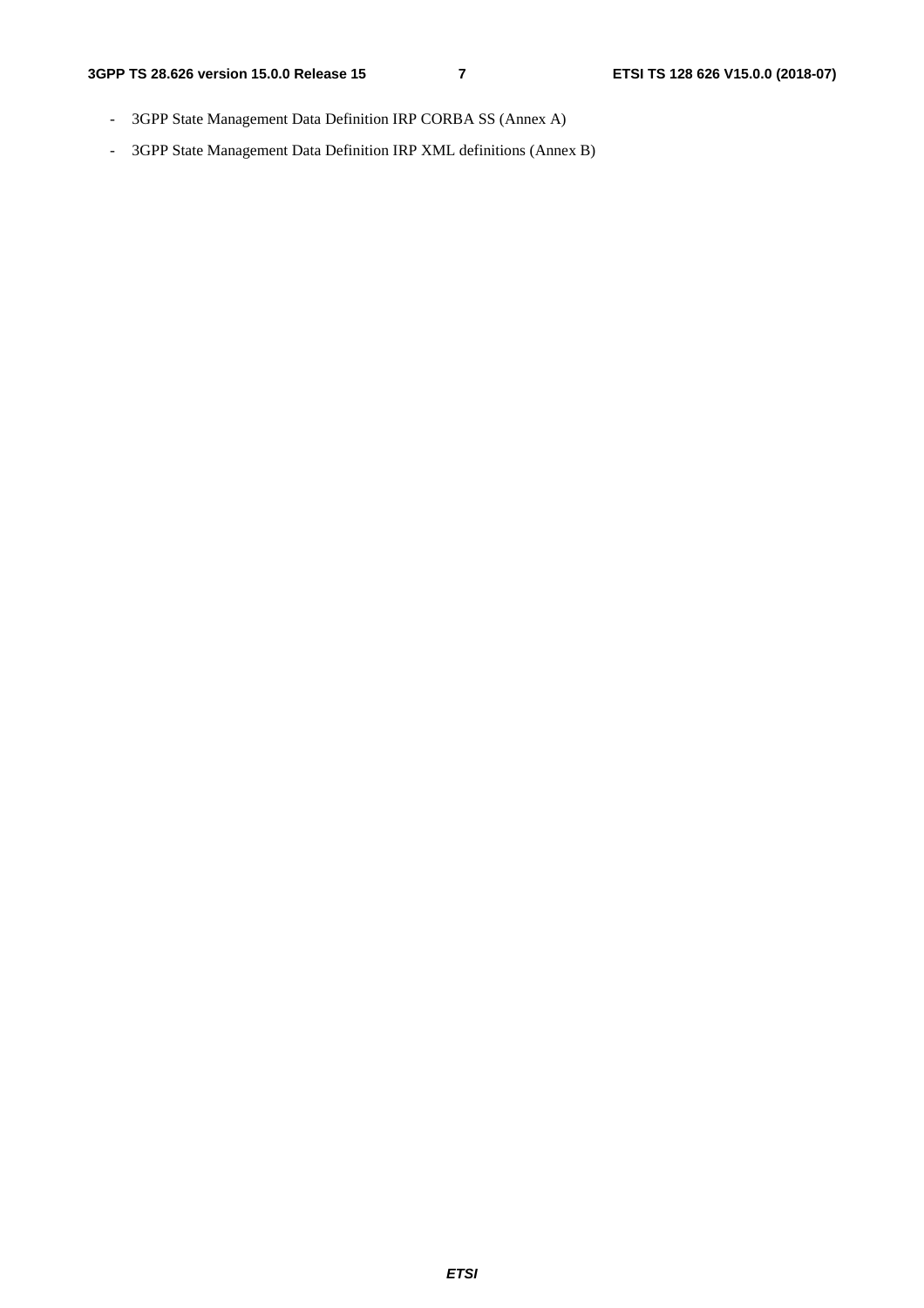- 3GPP State Management Data Definition IRP CORBA SS (Annex A)
- 3GPP State Management Data Definition IRP XML definitions (Annex B)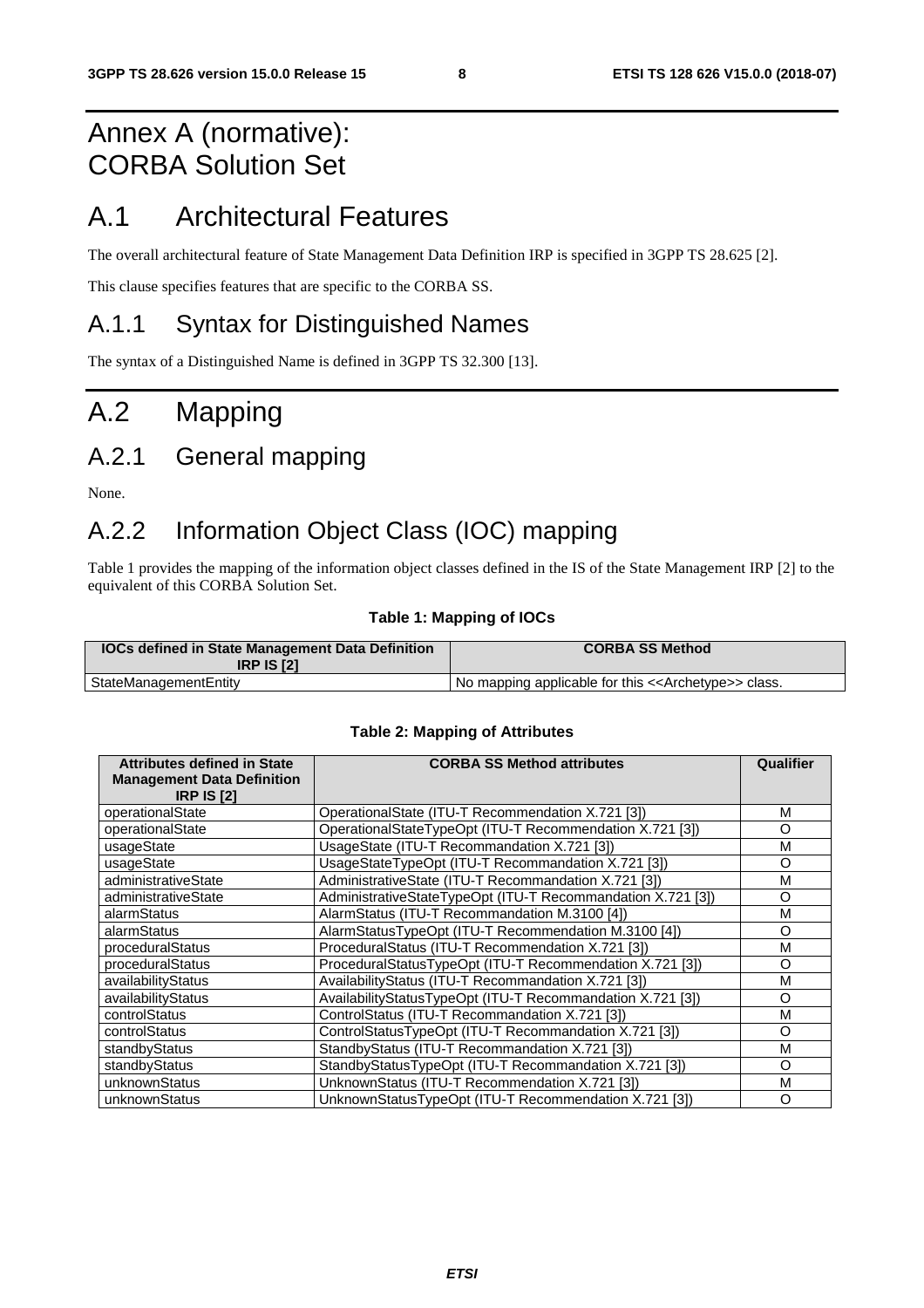# Annex A (normative): CORBA Solution Set

# A.1 Architectural Features

The overall architectural feature of State Management Data Definition IRP is specified in 3GPP TS 28.625 [2].

This clause specifies features that are specific to the CORBA SS.

## A.1.1 Syntax for Distinguished Names

The syntax of a Distinguished Name is defined in 3GPP TS 32.300 [13].

# A.2 Mapping

## A.2.1 General mapping

None.

## A.2.2 Information Object Class (IOC) mapping

Table 1 provides the mapping of the information object classes defined in the IS of the State Management IRP [2] to the equivalent of this CORBA Solution Set.

**Table 1: Mapping of IOCs**

| IOCs defined in State Management Data Definition IRP IS [2] | CORBA SS Method |
|---|---|
| StateManagementEntity | No mapping applicable for this <<Archetype>> class. |

**Table 2: Mapping of Attributes**

| Attributes defined in State Management Data Definition IRP IS [2] | CORBA SS Method attributes | Qualifier |
|---|---|---|
| operationalState | OperationalState (ITU-T Recommendation X.721 [3]) | M |
| operationalState | OperationalStateTypeOpt (ITU-T Recommendation X.721 [3]) | O |
| usageState | UsageState (ITU-T Recommandation X.721 [3]) | M |
| usageState | UsageStateTypeOpt (ITU-T Recommandation X.721 [3]) | O |
| administrativeState | AdministrativeState (ITU-T Recommandation X.721 [3]) | M |
| administrativeState | AdministrativeStateTypeOpt (ITU-T Recommandation X.721 [3]) | O |
| alarmStatus | AlarmStatus (ITU-T Recommandation M.3100 [4]) | M |
| alarmStatus | AlarmStatusTypeOpt (ITU-T Recommendation M.3100 [4]) | O |
| proceduralStatus | ProceduralStatus (ITU-T Recommendation X.721 [3]) | M |
| proceduralStatus | ProceduralStatusTypeOpt (ITU-T Recommendation X.721 [3]) | O |
| availabilityStatus | AvailabilityStatus (ITU-T Recommandation X.721 [3]) | M |
| availabilityStatus | AvailabilityStatusTypeOpt (ITU-T Recommandation X.721 [3]) | O |
| controlStatus | ControlStatus (ITU-T Recommandation X.721 [3]) | M |
| controlStatus | ControlStatusTypeOpt (ITU-T Recommandation X.721 [3]) | O |
| standbyStatus | StandbyStatus (ITU-T Recommandation X.721 [3]) | M |
| standbyStatus | StandbyStatusTypeOpt (ITU-T Recommandation X.721 [3]) | O |
| unknownStatus | UnknownStatus (ITU-T Recommendation X.721 [3]) | M |
| unknownStatus | UnknownStatusTypeOpt (ITU-T Recommandation X.721 [3]) | O |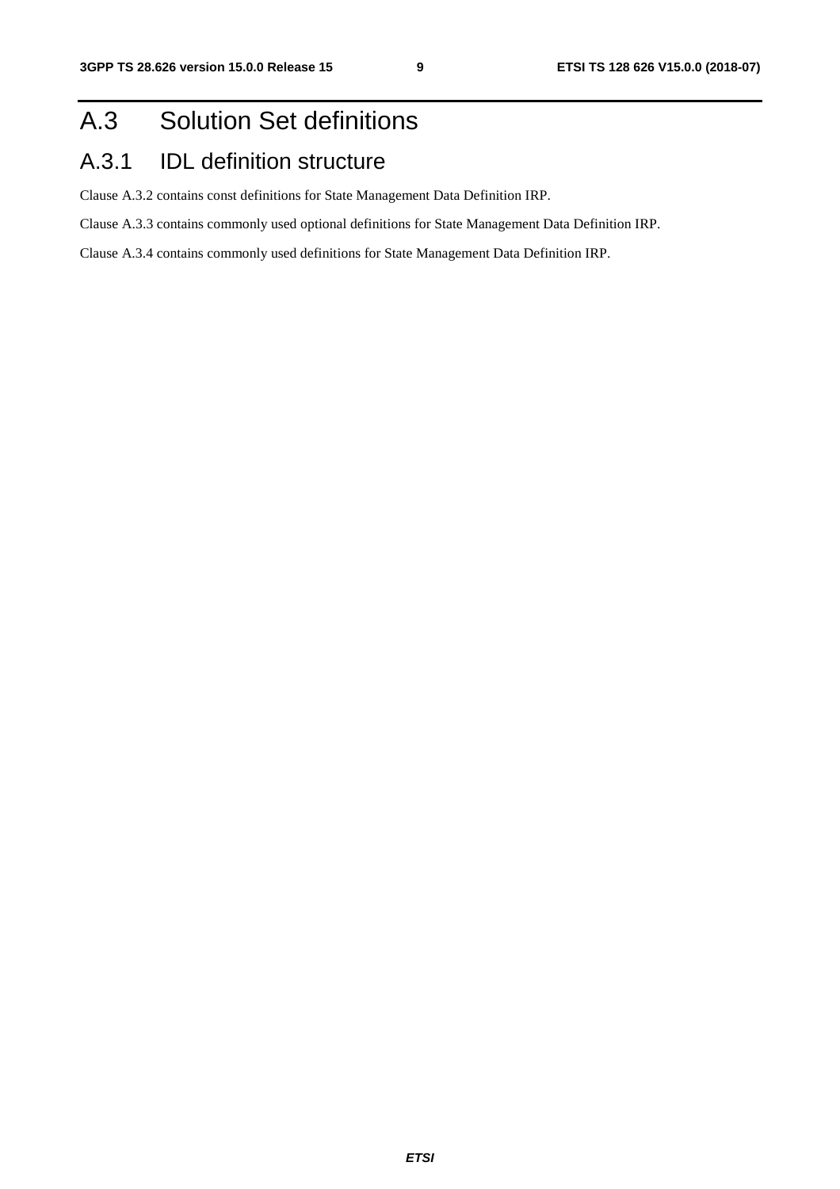# A.3 Solution Set definitions

## A.3.1 IDL definition structure

Clause A.3.2 contains const definitions for State Management Data Definition IRP.

Clause A.3.3 contains commonly used optional definitions for State Management Data Definition IRP.

Clause A.3.4 contains commonly used definitions for State Management Data Definition IRP.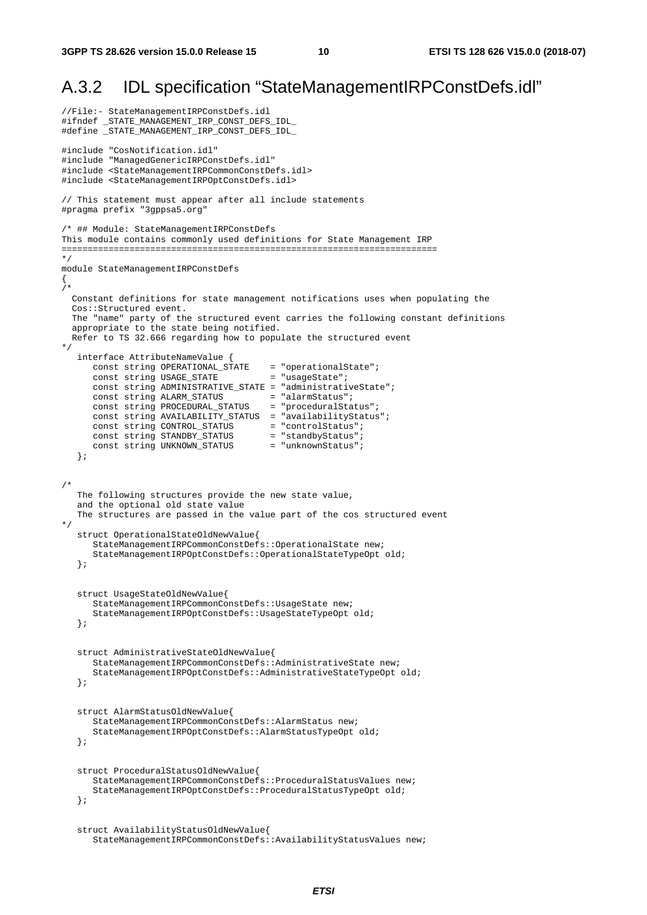## A.3.2 IDL specification "StateManagementIRPConstDefs.idl"

```
//File:- StateManagementIRPConstDefs.idl
#ifndef _STATE_MANAGEMENT_IRP_CONST_DEFS_IDL_
#define _STATE_MANAGEMENT_IRP_CONST_DEFS_IDL_

#include "CosNotification.idl"
#include "ManagedGenericIRPConstDefs.idl"
#include <StateManagementIRPCommonConstDefs.idl>
#include <StateManagementIRPOptConstDefs.idl>

// This statement must appear after all include statements
#pragma prefix "3gppsa5.org"

/* ## Module: StateManagementIRPConstDefs
This module contains commonly used definitions for State Management IRP
=======================================================================
*/
module StateManagementIRPConstDefs
{
/*
  Constant definitions for state management notifications uses when populating the
  Cos::Structured event.
  The "name" party of the structured event carries the following constant definitions
  appropriate to the state being notified.
  Refer to TS 32.666 regarding how to populate the structured event
*/
   interface AttributeNameValue {
      const string OPERATIONAL_STATE    = "operationalState";
      const string USAGE_STATE          = "usageState";
      const string ADMINISTRATIVE_STATE = "administrativeState";
      const string ALARM_STATUS         = "alarmStatus";
      const string PROCEDURAL_STATUS    = "proceduralStatus";
      const string AVAILABILITY_STATUS  = "availabilityStatus";
      const string CONTROL_STATUS       = "controlStatus";
      const string STANDBY_STATUS       = "standbyStatus";
      const string UNKNOWN_STATUS       = "unknownStatus";
   };


/*
   The following structures provide the new state value,
   and the optional old state value
   The structures are passed in the value part of the cos structured event
*/
   struct OperationalStateOldNewValue{
      StateManagementIRPCommonConstDefs::OperationalState new;
      StateManagementIRPOptConstDefs::OperationalStateTypeOpt old;
   };


   struct UsageStateOldNewValue{
      StateManagementIRPCommonConstDefs::UsageState new;
      StateManagementIRPOptConstDefs::UsageStateTypeOpt old;
   };


   struct AdministrativeStateOldNewValue{
      StateManagementIRPCommonConstDefs::AdministrativeState new;
      StateManagementIRPOptConstDefs::AdministrativeStateTypeOpt old;
   };


   struct AlarmStatusOldNewValue{
      StateManagementIRPCommonConstDefs::AlarmStatus new;
      StateManagementIRPOptConstDefs::AlarmStatusTypeOpt old;
   };


   struct ProceduralStatusOldNewValue{
      StateManagementIRPCommonConstDefs::ProceduralStatusValues new;
      StateManagementIRPOptConstDefs::ProceduralStatusTypeOpt old;
   };


   struct AvailabilityStatusOldNewValue{
      StateManagementIRPCommonConstDefs::AvailabilityStatusValues new;
```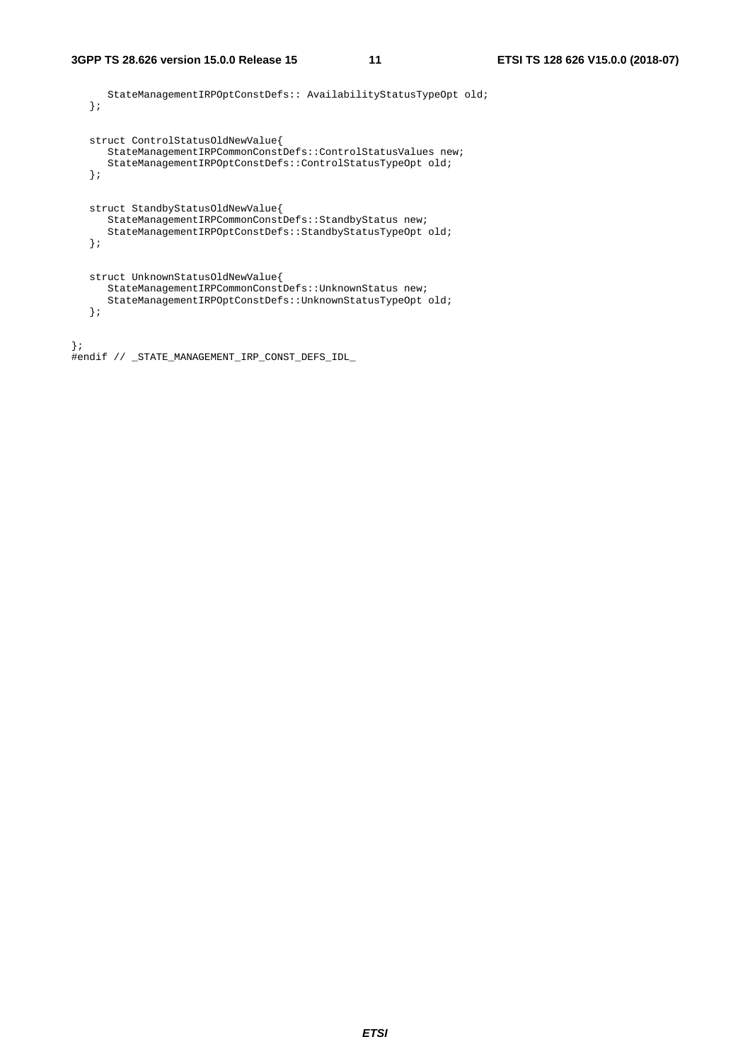```
      StateManagementIRPOptConstDefs:: AvailabilityStatusTypeOpt old;
   };


   struct ControlStatusOldNewValue{
      StateManagementIRPCommonConstDefs::ControlStatusValues new;
      StateManagementIRPOptConstDefs::ControlStatusTypeOpt old;
   };


   struct StandbyStatusOldNewValue{
      StateManagementIRPCommonConstDefs::StandbyStatus new;
      StateManagementIRPOptConstDefs::StandbyStatusTypeOpt old;
   };


   struct UnknownStatusOldNewValue{
      StateManagementIRPCommonConstDefs::UnknownStatus new;
      StateManagementIRPOptConstDefs::UnknownStatusTypeOpt old;
   };


};
#endif // _STATE_MANAGEMENT_IRP_CONST_DEFS_IDL_
```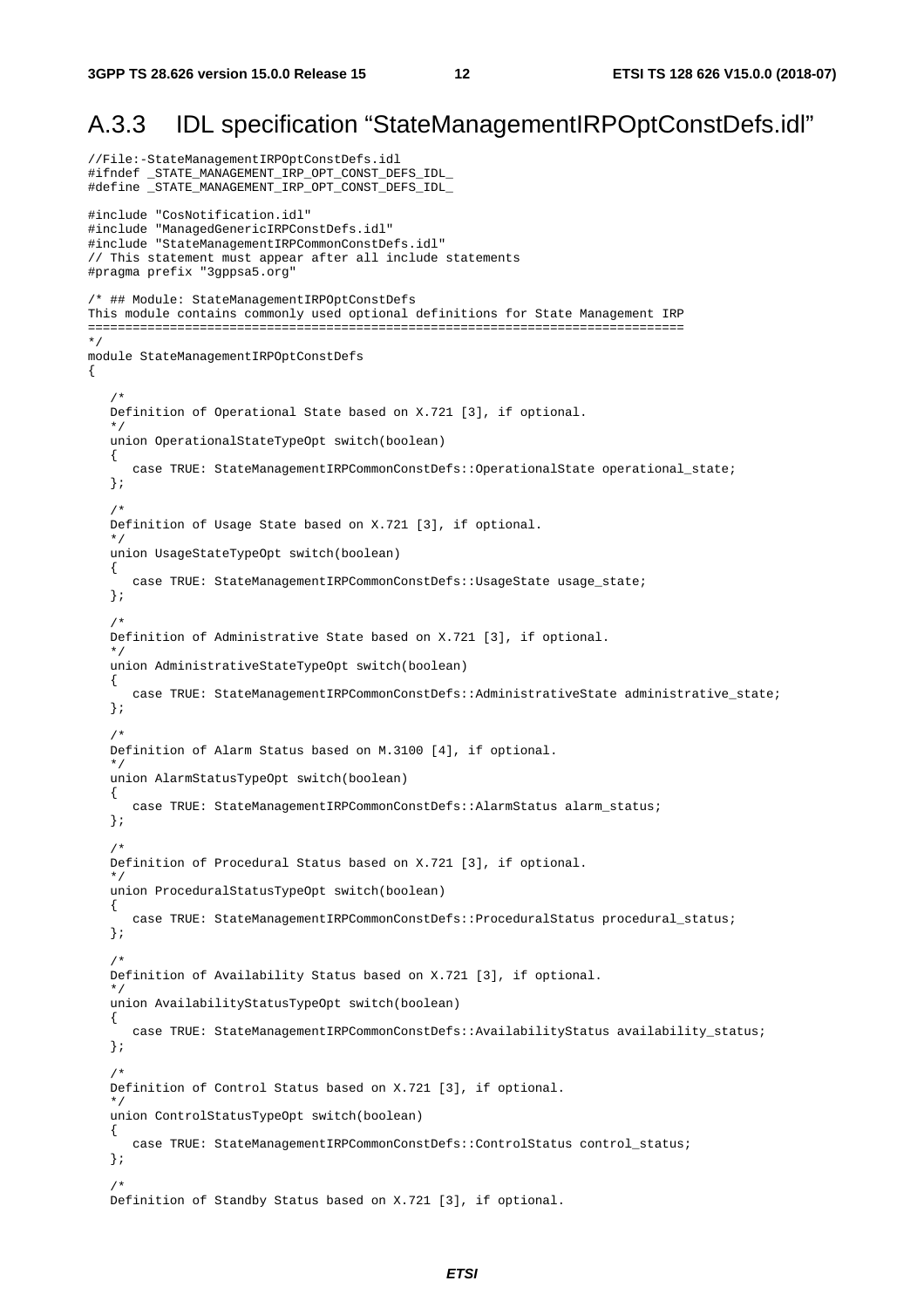## A.3.3 IDL specification "StateManagementIRPOptConstDefs.idl"

```
//File:-StateManagementIRPOptConstDefs.idl
#ifndef _STATE_MANAGEMENT_IRP_OPT_CONST_DEFS_IDL_
#define _STATE_MANAGEMENT_IRP_OPT_CONST_DEFS_IDL_

#include "CosNotification.idl"
#include "ManagedGenericIRPConstDefs.idl"
#include "StateManagementIRPCommonConstDefs.idl"
// This statement must appear after all include statements
#pragma prefix "3gppsa5.org"

/* ## Module: StateManagementIRPOptConstDefs
This module contains commonly used optional definitions for State Management IRP
================================================================================
*/
module StateManagementIRPOptConstDefs
{

   /*
   Definition of Operational State based on X.721 [3], if optional.
   */
   union OperationalStateTypeOpt switch(boolean)
   {
      case TRUE: StateManagementIRPCommonConstDefs::OperationalState operational_state;
   };

   /*
   Definition of Usage State based on X.721 [3], if optional.
   */
   union UsageStateTypeOpt switch(boolean)
   {
      case TRUE: StateManagementIRPCommonConstDefs::UsageState usage_state;
   };

   /*
   Definition of Administrative State based on X.721 [3], if optional.
   */
   union AdministrativeStateTypeOpt switch(boolean)
   {
      case TRUE: StateManagementIRPCommonConstDefs::AdministrativeState administrative_state;
   };

   /*
   Definition of Alarm Status based on M.3100 [4], if optional.
   */
   union AlarmStatusTypeOpt switch(boolean)
   {
      case TRUE: StateManagementIRPCommonConstDefs::AlarmStatus alarm_status;
   };

   /*
   Definition of Procedural Status based on X.721 [3], if optional.
   */
   union ProceduralStatusTypeOpt switch(boolean)
   {
      case TRUE: StateManagementIRPCommonConstDefs::ProceduralStatus procedural_status;
   };

   /*
   Definition of Availability Status based on X.721 [3], if optional.
   */
   union AvailabilityStatusTypeOpt switch(boolean)
   {
      case TRUE: StateManagementIRPCommonConstDefs::AvailabilityStatus availability_status;
   };

   /*
   Definition of Control Status based on X.721 [3], if optional.
   */
   union ControlStatusTypeOpt switch(boolean)
   {
      case TRUE: StateManagementIRPCommonConstDefs::ControlStatus control_status;
   };

   /*
   Definition of Standby Status based on X.721 [3], if optional.
```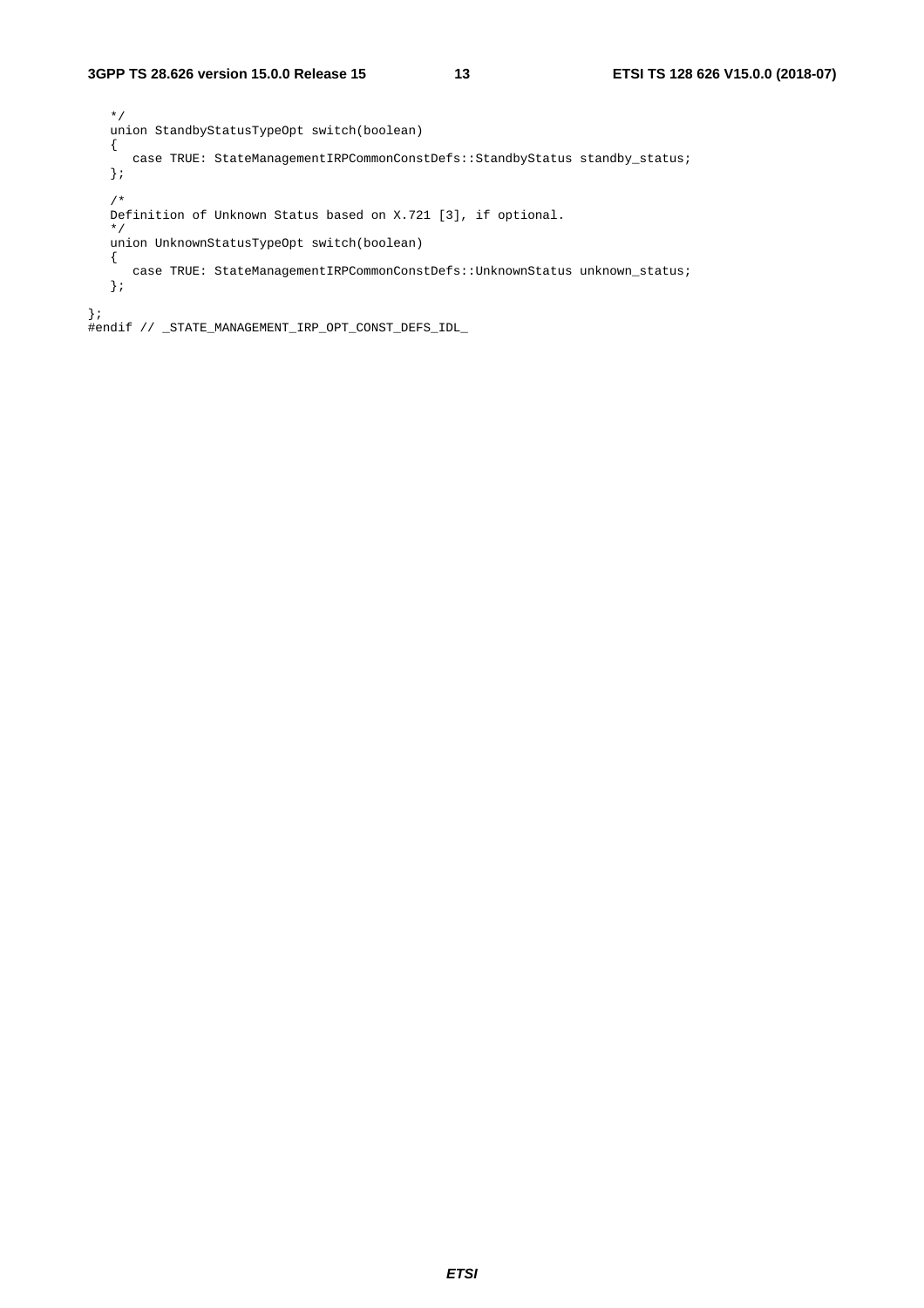```
   */
   union StandbyStatusTypeOpt switch(boolean)
   {
      case TRUE: StateManagementIRPCommonConstDefs::StandbyStatus standby_status;
   };

   /*
   Definition of Unknown Status based on X.721 [3], if optional.
   */
   union UnknownStatusTypeOpt switch(boolean)
   {
      case TRUE: StateManagementIRPCommonConstDefs::UnknownStatus unknown_status;
   };

};
#endif // _STATE_MANAGEMENT_IRP_OPT_CONST_DEFS_IDL_
```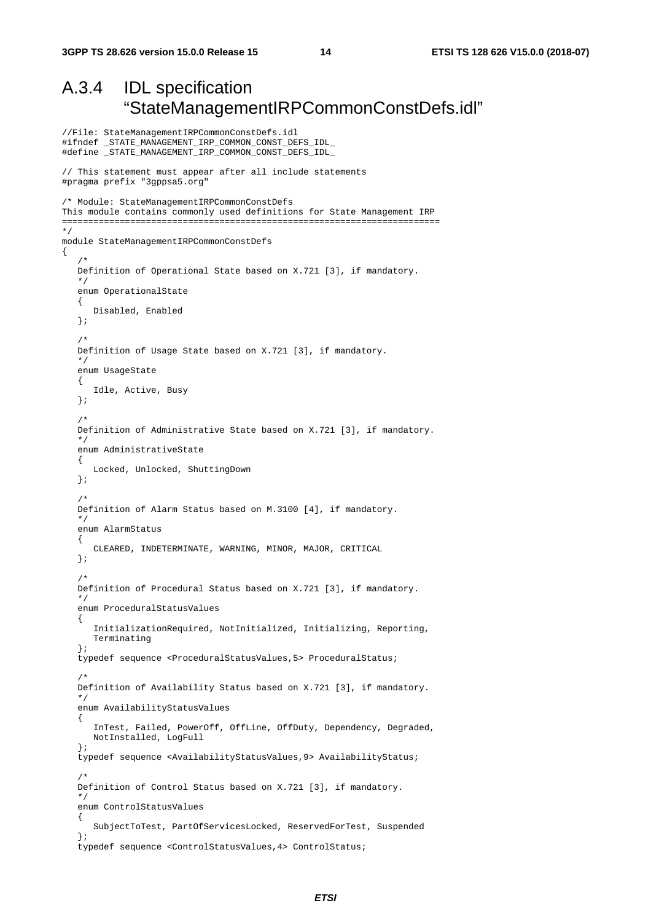## A.3.4 IDL specification "StateManagementIRPCommonConstDefs.idl"

```
//File: StateManagementIRPCommonConstDefs.idl
#ifndef _STATE_MANAGEMENT_IRP_COMMON_CONST_DEFS_IDL_
#define _STATE_MANAGEMENT_IRP_COMMON_CONST_DEFS_IDL_

// This statement must appear after all include statements
#pragma prefix "3gppsa5.org"

/* Module: StateManagementIRPCommonConstDefs
This module contains commonly used definitions for State Management IRP
=======================================================================
*/
module StateManagementIRPCommonConstDefs
{
   /*
   Definition of Operational State based on X.721 [3], if mandatory.
   */
   enum OperationalState
   {
      Disabled, Enabled
   };

   /*
   Definition of Usage State based on X.721 [3], if mandatory.
   */
   enum UsageState
   {
      Idle, Active, Busy
   };

   /*
   Definition of Administrative State based on X.721 [3], if mandatory.
   */
   enum AdministrativeState
   {
      Locked, Unlocked, ShuttingDown
   };

   /*
   Definition of Alarm Status based on M.3100 [4], if mandatory.
   */
   enum AlarmStatus
   {
      CLEARED, INDETERMINATE, WARNING, MINOR, MAJOR, CRITICAL
   };

   /*
   Definition of Procedural Status based on X.721 [3], if mandatory.
   */
   enum ProceduralStatusValues
   {
      InitializationRequired, NotInitialized, Initializing, Reporting,
      Terminating
   };
   typedef sequence <ProceduralStatusValues,5> ProceduralStatus;

   /*
   Definition of Availability Status based on X.721 [3], if mandatory.
   */
   enum AvailabilityStatusValues
   {
      InTest, Failed, PowerOff, OffLine, OffDuty, Dependency, Degraded,
      NotInstalled, LogFull
   };
   typedef sequence <AvailabilityStatusValues,9> AvailabilityStatus;

   /*
   Definition of Control Status based on X.721 [3], if mandatory.
   */
   enum ControlStatusValues
   {
      SubjectToTest, PartOfServicesLocked, ReservedForTest, Suspended
   };
   typedef sequence <ControlStatusValues,4> ControlStatus;
```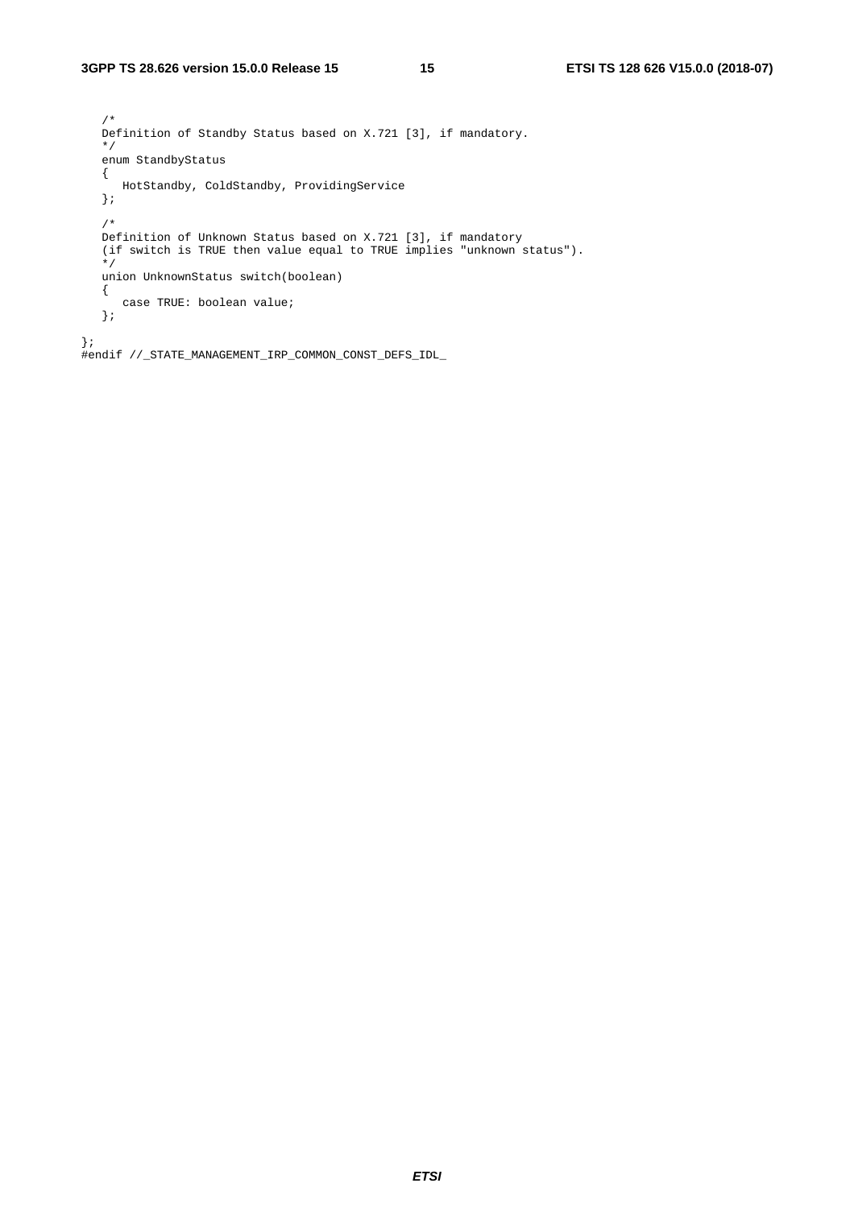```
   /*
   Definition of Standby Status based on X.721 [3], if mandatory.
   */
   enum StandbyStatus
   {
      HotStandby, ColdStandby, ProvidingService
   };

   /*
   Definition of Unknown Status based on X.721 [3], if mandatory
   (if switch is TRUE then value equal to TRUE implies "unknown status").
   */
   union UnknownStatus switch(boolean)
   {
      case TRUE: boolean value;
   };

};
#endif //_STATE_MANAGEMENT_IRP_COMMON_CONST_DEFS_IDL_
```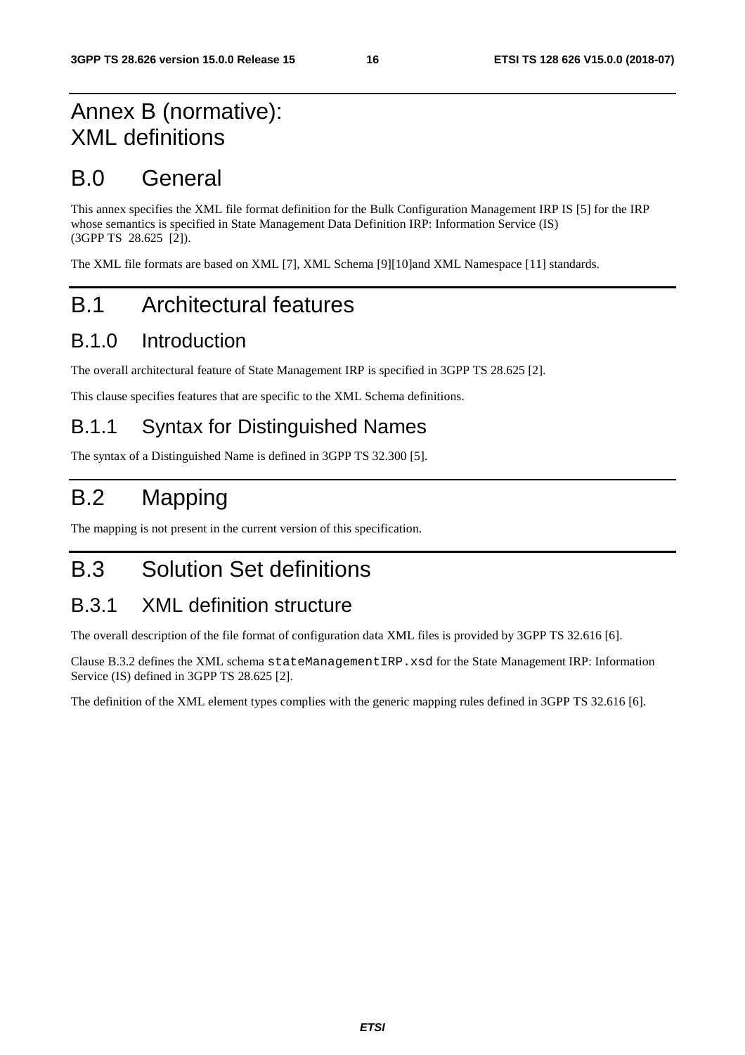# Annex B (normative): XML definitions

# B.0 General

This annex specifies the XML file format definition for the Bulk Configuration Management IRP IS [5] for the IRP whose semantics is specified in State Management Data Definition IRP: Information Service (IS) (3GPP TS 28.625 [2]).

The XML file formats are based on XML [7], XML Schema [9][10]and XML Namespace [11] standards.

# B.1 Architectural features

## B.1.0 Introduction

The overall architectural feature of State Management IRP is specified in 3GPP TS 28.625 [2].

This clause specifies features that are specific to the XML Schema definitions.

## B.1.1 Syntax for Distinguished Names

The syntax of a Distinguished Name is defined in 3GPP TS 32.300 [5].

# B.2 Mapping

The mapping is not present in the current version of this specification.

# B.3 Solution Set definitions

## B.3.1 XML definition structure

The overall description of the file format of configuration data XML files is provided by 3GPP TS 32.616 [6].

Clause B.3.2 defines the XML schema `stateManagementIRP.xsd` for the State Management IRP: Information Service (IS) defined in 3GPP TS 28.625 [2].

The definition of the XML element types complies with the generic mapping rules defined in 3GPP TS 32.616 [6].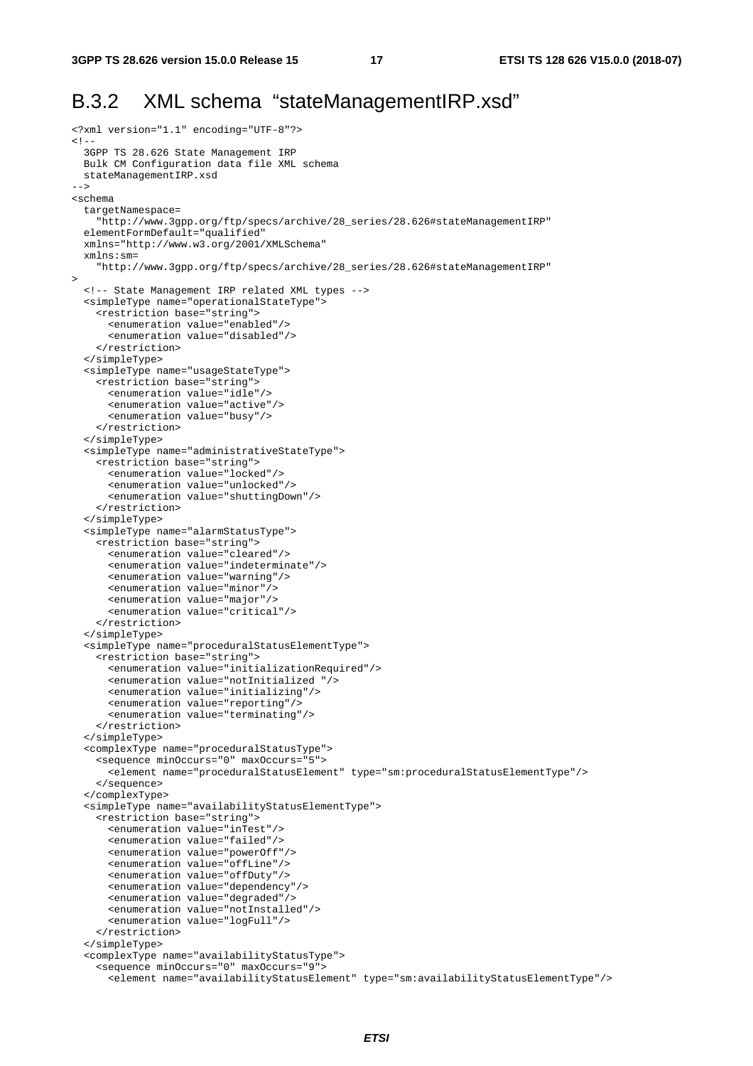## B.3.2 XML schema "stateManagementIRP.xsd"

```
<?xml version="1.1" encoding="UTF-8"?>
<!--
  3GPP TS 28.626 State Management IRP
  Bulk CM Configuration data file XML schema
  stateManagementIRP.xsd
-->
<schema
  targetNamespace=
    "http://www.3gpp.org/ftp/specs/archive/28_series/28.626#stateManagementIRP"
  elementFormDefault="qualified"
  xmlns="http://www.w3.org/2001/XMLSchema"
  xmlns:sm=
    "http://www.3gpp.org/ftp/specs/archive/28_series/28.626#stateManagementIRP"
>
  <!-- State Management IRP related XML types -->
  <simpleType name="operationalStateType">
    <restriction base="string">
      <enumeration value="enabled"/>
      <enumeration value="disabled"/>
    </restriction>
  </simpleType>
  <simpleType name="usageStateType">
    <restriction base="string">
      <enumeration value="idle"/>
      <enumeration value="active"/>
      <enumeration value="busy"/>
    </restriction>
  </simpleType>
  <simpleType name="administrativeStateType">
    <restriction base="string">
      <enumeration value="locked"/>
      <enumeration value="unlocked"/>
      <enumeration value="shuttingDown"/>
    </restriction>
  </simpleType>
  <simpleType name="alarmStatusType">
    <restriction base="string">
      <enumeration value="cleared"/>
      <enumeration value="indeterminate"/>
      <enumeration value="warning"/>
      <enumeration value="minor"/>
      <enumeration value="major"/>
      <enumeration value="critical"/>
    </restriction>
  </simpleType>
  <simpleType name="proceduralStatusElementType">
    <restriction base="string">
      <enumeration value="initializationRequired"/>
      <enumeration value="notInitialized "/>
      <enumeration value="initializing"/>
      <enumeration value="reporting"/>
      <enumeration value="terminating"/>
    </restriction>
  </simpleType>
  <complexType name="proceduralStatusType">
    <sequence minOccurs="0" maxOccurs="5">
      <element name="proceduralStatusElement" type="sm:proceduralStatusElementType"/>
    </sequence>
  </complexType>
  <simpleType name="availabilityStatusElementType">
    <restriction base="string">
      <enumeration value="inTest"/>
      <enumeration value="failed"/>
      <enumeration value="powerOff"/>
      <enumeration value="offLine"/>
      <enumeration value="offDuty"/>
      <enumeration value="dependency"/>
      <enumeration value="degraded"/>
      <enumeration value="notInstalled"/>
      <enumeration value="logFull"/>
    </restriction>
  </simpleType>
  <complexType name="availabilityStatusType">
    <sequence minOccurs="0" maxOccurs="9">
      <element name="availabilityStatusElement" type="sm:availabilityStatusElementType"/>
```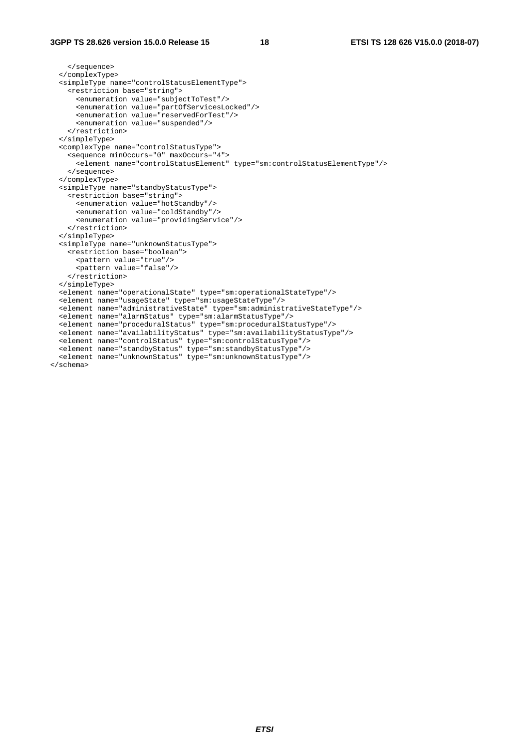```
    </sequence>
  </complexType>
  <simpleType name="controlStatusElementType">
    <restriction base="string">
      <enumeration value="subjectToTest"/>
      <enumeration value="partOfServicesLocked"/>
      <enumeration value="reservedForTest"/>
      <enumeration value="suspended"/>
    </restriction>
  </simpleType>
  <complexType name="controlStatusType">
    <sequence minOccurs="0" maxOccurs="4">
      <element name="controlStatusElement" type="sm:controlStatusElementType"/>
    </sequence>
  </complexType>
  <simpleType name="standbyStatusType">
    <restriction base="string">
      <enumeration value="hotStandby"/>
      <enumeration value="coldStandby"/>
      <enumeration value="providingService"/>
    </restriction>
  </simpleType>
  <simpleType name="unknownStatusType">
    <restriction base="boolean">
      <pattern value="true"/>
      <pattern value="false"/>
    </restriction>
  </simpleType>
  <element name="operationalState" type="sm:operationalStateType"/>
  <element name="usageState" type="sm:usageStateType"/>
  <element name="administrativeState" type="sm:administrativeStateType"/>
  <element name="alarmStatus" type="sm:alarmStatusType"/>
  <element name="proceduralStatus" type="sm:proceduralStatusType"/>
  <element name="availabilityStatus" type="sm:availabilityStatusType"/>
  <element name="controlStatus" type="sm:controlStatusType"/>
  <element name="standbyStatus" type="sm:standbyStatusType"/>
  <element name="unknownStatus" type="sm:unknownStatusType"/>
</schema>
```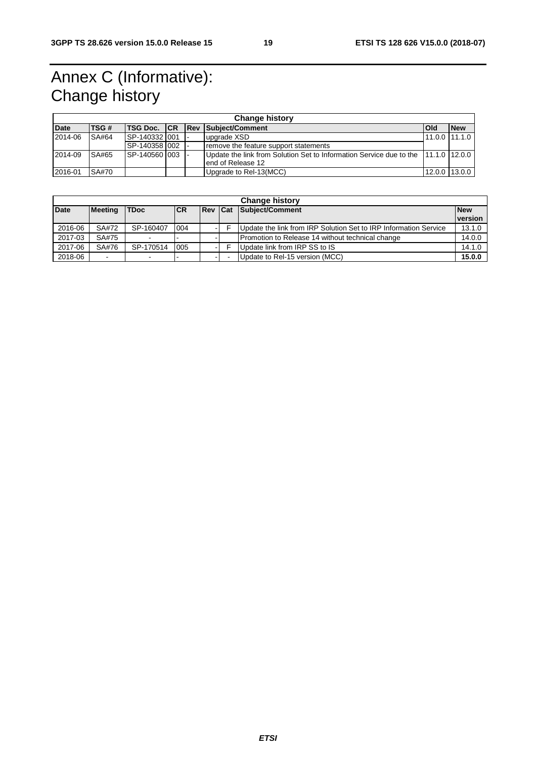# Annex C (Informative): Change history

| Change history | | | | | | | |
|---|---|---|---|---|---|---|---|
| **Date** | **TSG #** | **TSG Doc.** | **CR** | **Rev** | **Subject/Comment** | **Old** | **New** |
| 2014-06 | SA#64 | SP-140332 | 001 | - | upgrade XSD | 11.0.0 | 11.1.0 |
| | | SP-140358 | 002 | - | remove the feature support statements | | |
| 2014-09 | SA#65 | SP-140560 | 003 | - | Update the link from Solution Set to Information Service due to the end of Release 12 | 11.1.0 | 12.0.0 |
| 2016-01 | SA#70 | | | | Upgrade to Rel-13(MCC) | 12.0.0 | 13.0.0 |

| Change history | | | | | | | |
|---|---|---|---|---|---|---|---|
| **Date** | **Meeting** | **TDoc** | **CR** | **Rev** | **Cat** | **Subject/Comment** | **New version** |
| 2016-06 | SA#72 | SP-160407 | 004 | - | F | Update the link from IRP Solution Set to IRP Information Service | 13.1.0 |
| 2017-03 | SA#75 | - | - | - | | Promotion to Release 14 without technical change | 14.0.0 |
| 2017-06 | SA#76 | SP-170514 | 005 | - | F | Update link from IRP SS to IS | 14.1.0 |
| 2018-06 | - | - | - | - | - | Update to Rel-15 version (MCC) | **15.0.0** |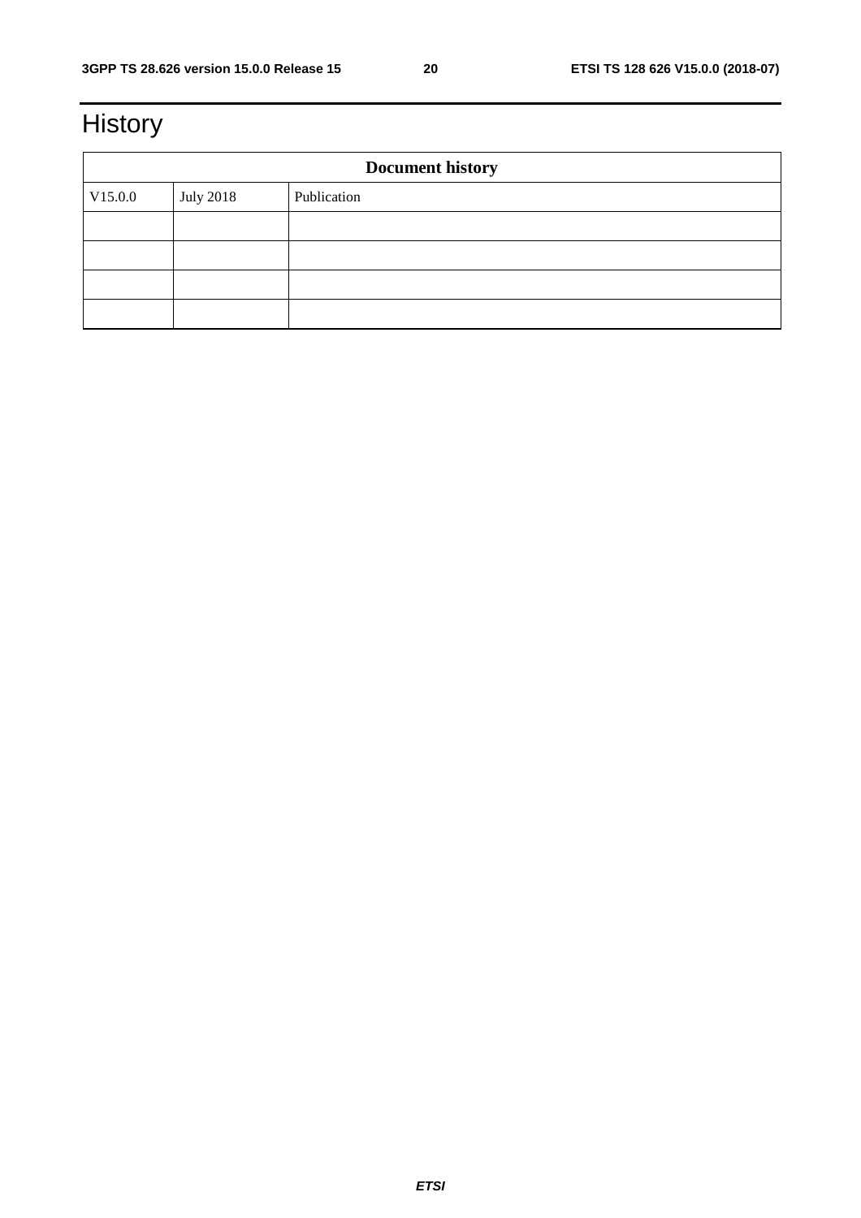# History

| Document history | | |
|---|---|---|
| V15.0.0 | July 2018 | Publication |
| | | |
| | | |
| | | |
| | | |